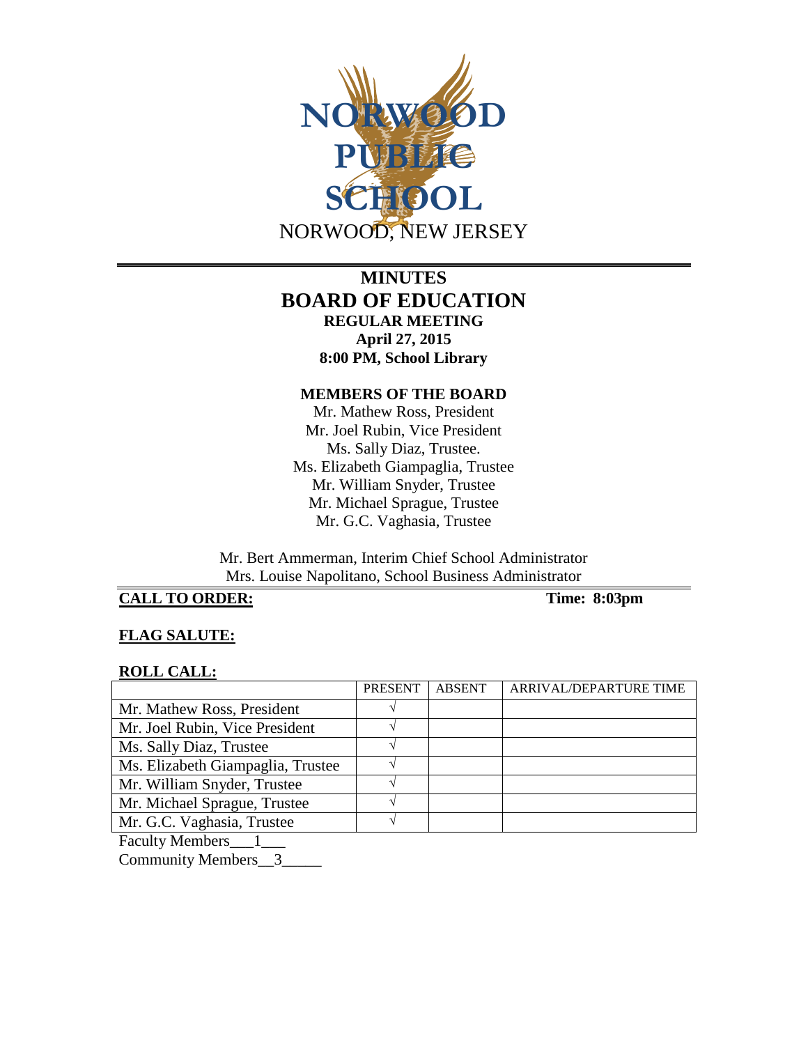# NORWOOD PUBLIC SCHOOL

NORWOOD, NEW JERSEY

## MINUTES
## BOARD OF EDUCATION
**REGULAR MEETING**
**April 27, 2015**
**8:00 PM, School Library**

### MEMBERS OF THE BOARD

Mr. Mathew Ross, President
Mr. Joel Rubin, Vice President
Ms. Sally Diaz, Trustee.
Ms. Elizabeth Giampaglia, Trustee
Mr. William Snyder, Trustee
Mr. Michael Sprague, Trustee
Mr. G.C. Vaghasia, Trustee

Mr. Bert Ammerman, Interim Chief School Administrator
Mrs. Louise Napolitano, School Business Administrator

**CALL TO ORDER:** **Time: 8:03pm**

**FLAG SALUTE:**

**ROLL CALL:**

| | PRESENT | ABSENT | ARRIVAL/DEPARTURE TIME |
|---|---|---|---|
| Mr. Mathew Ross, President | √ | | |
| Mr. Joel Rubin, Vice President | √ | | |
| Ms. Sally Diaz, Trustee | √ | | |
| Ms. Elizabeth Giampaglia, Trustee | √ | | |
| Mr. William Snyder, Trustee | √ | | |
| Mr. Michael Sprague, Trustee | √ | | |
| Mr. G.C. Vaghasia, Trustee | √ | | |

Faculty Members___1___

Community Members__3_____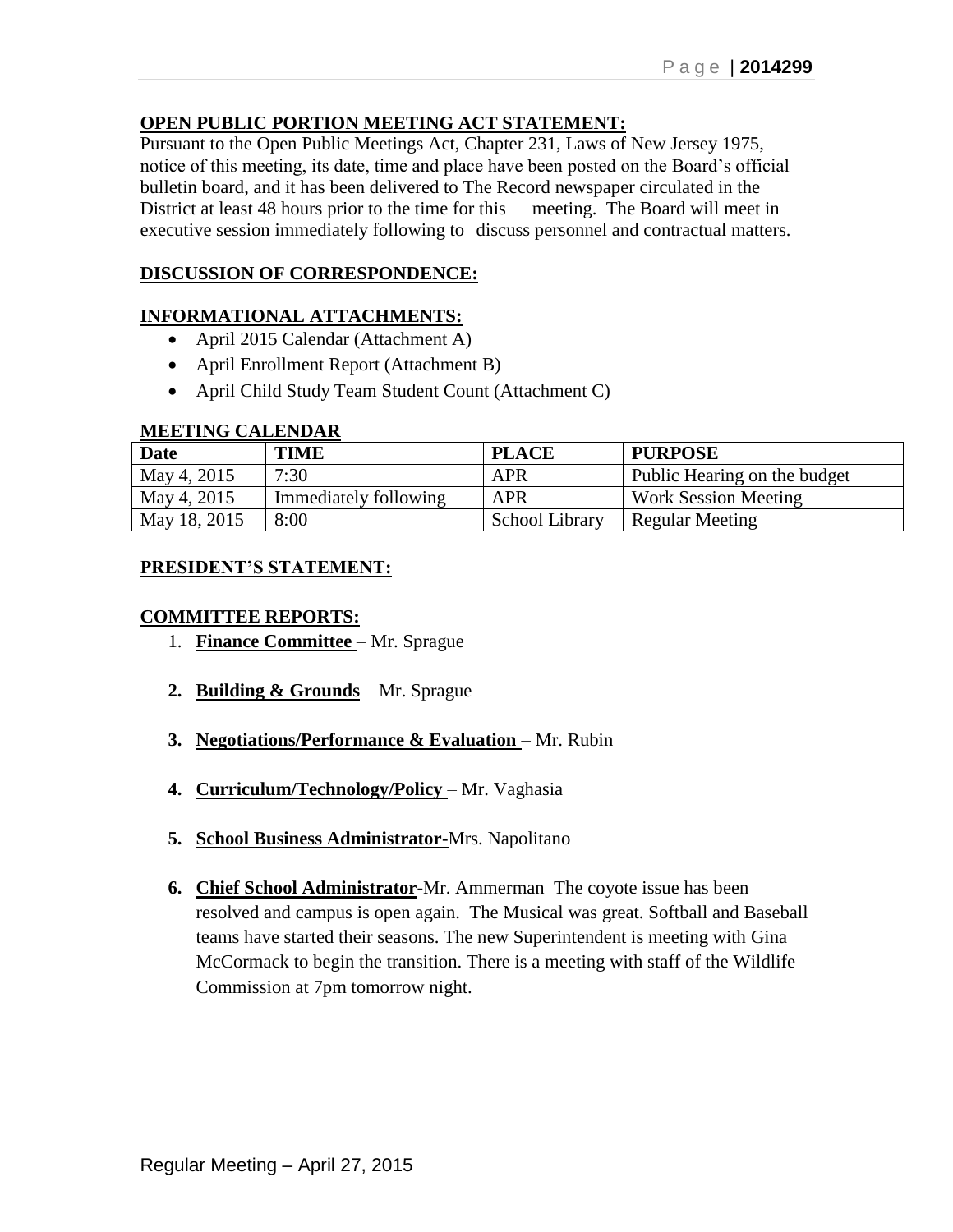**OPEN PUBLIC PORTION MEETING ACT STATEMENT:**

Pursuant to the Open Public Meetings Act, Chapter 231, Laws of New Jersey 1975, notice of this meeting, its date, time and place have been posted on the Board's official bulletin board, and it has been delivered to The Record newspaper circulated in the District at least 48 hours prior to the time for this meeting. The Board will meet in executive session immediately following to discuss personnel and contractual matters.

**DISCUSSION OF CORRESPONDENCE:**

**INFORMATIONAL ATTACHMENTS:**

- April 2015 Calendar (Attachment A)
- April Enrollment Report (Attachment B)
- April Child Study Team Student Count (Attachment C)

**MEETING CALENDAR**

| Date | TIME | PLACE | PURPOSE |
|---|---|---|---|
| May 4, 2015 | 7:30 | APR | Public Hearing on the budget |
| May 4, 2015 | Immediately following | APR | Work Session Meeting |
| May 18, 2015 | 8:00 | School Library | Regular Meeting |

**PRESIDENT'S STATEMENT:**

**COMMITTEE REPORTS:**

1. **Finance Committee** – Mr. Sprague
2. **Building & Grounds** – Mr. Sprague
3. **Negotiations/Performance & Evaluation** – Mr. Rubin
4. **Curriculum/Technology/Policy** – Mr. Vaghasia
5. **School Business Administrator**-Mrs. Napolitano
6. **Chief School Administrator**-Mr. Ammerman The coyote issue has been resolved and campus is open again. The Musical was great. Softball and Baseball teams have started their seasons. The new Superintendent is meeting with Gina McCormack to begin the transition. There is a meeting with staff of the Wildlife Commission at 7pm tomorrow night.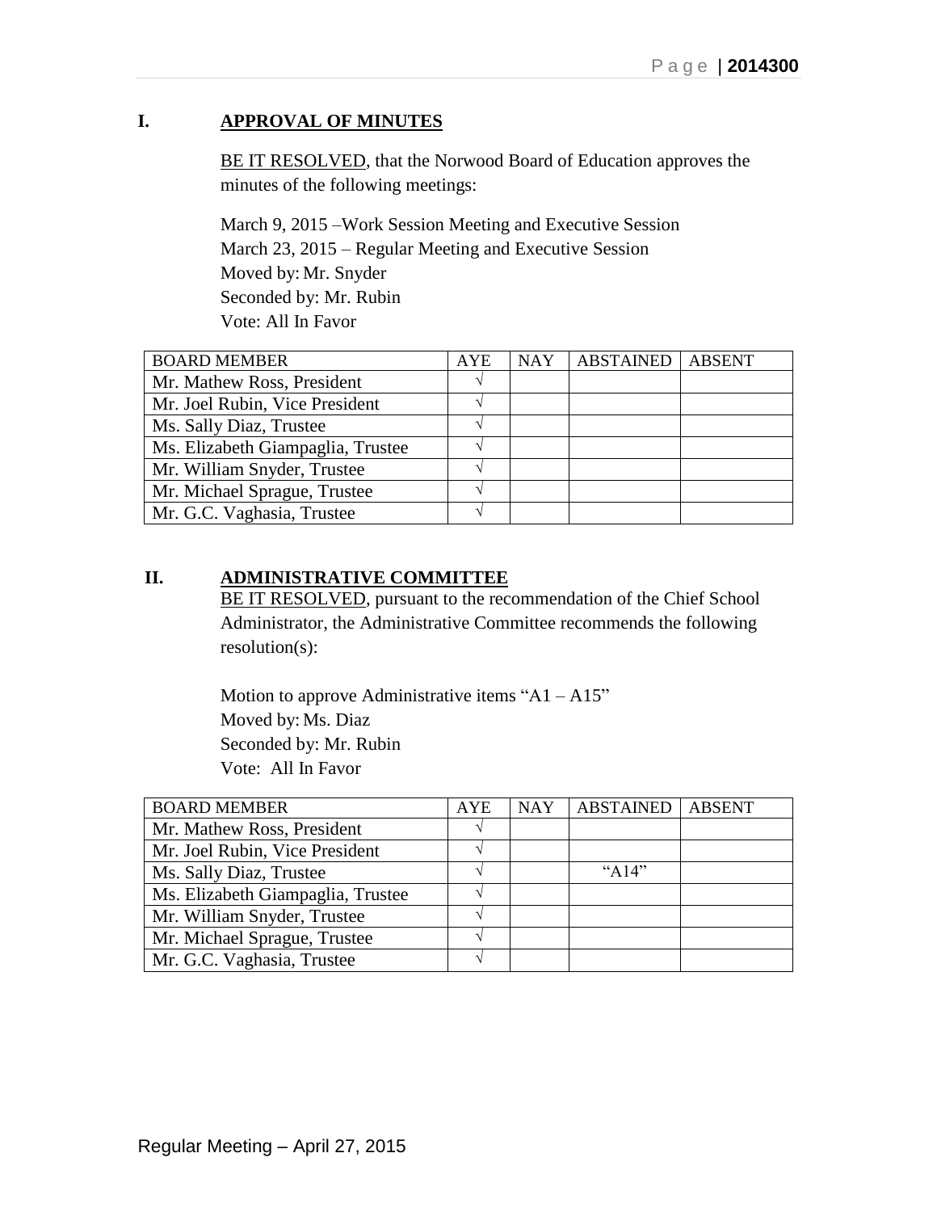## I. APPROVAL OF MINUTES

BE IT RESOLVED, that the Norwood Board of Education approves the minutes of the following meetings:

March 9, 2015 –Work Session Meeting and Executive Session
March 23, 2015 – Regular Meeting and Executive Session
Moved by: Mr. Snyder
Seconded by: Mr. Rubin
Vote: All In Favor

| BOARD MEMBER | AYE | NAY | ABSTAINED | ABSENT |
|---|---|---|---|---|
| Mr. Mathew Ross, President | √ | | | |
| Mr. Joel Rubin, Vice President | √ | | | |
| Ms. Sally Diaz, Trustee | √ | | | |
| Ms. Elizabeth Giampaglia, Trustee | √ | | | |
| Mr. William Snyder, Trustee | √ | | | |
| Mr. Michael Sprague, Trustee | √ | | | |
| Mr. G.C. Vaghasia, Trustee | √ | | | |

## II. ADMINISTRATIVE COMMITTEE

BE IT RESOLVED, pursuant to the recommendation of the Chief School Administrator, the Administrative Committee recommends the following resolution(s):

Motion to approve Administrative items "A1 – A15"
Moved by: Ms. Diaz
Seconded by: Mr. Rubin
Vote: All In Favor

| BOARD MEMBER | AYE | NAY | ABSTAINED | ABSENT |
|---|---|---|---|---|
| Mr. Mathew Ross, President | √ | | | |
| Mr. Joel Rubin, Vice President | √ | | | |
| Ms. Sally Diaz, Trustee | √ | | "A14" | |
| Ms. Elizabeth Giampaglia, Trustee | √ | | | |
| Mr. William Snyder, Trustee | √ | | | |
| Mr. Michael Sprague, Trustee | √ | | | |
| Mr. G.C. Vaghasia, Trustee | √ | | | |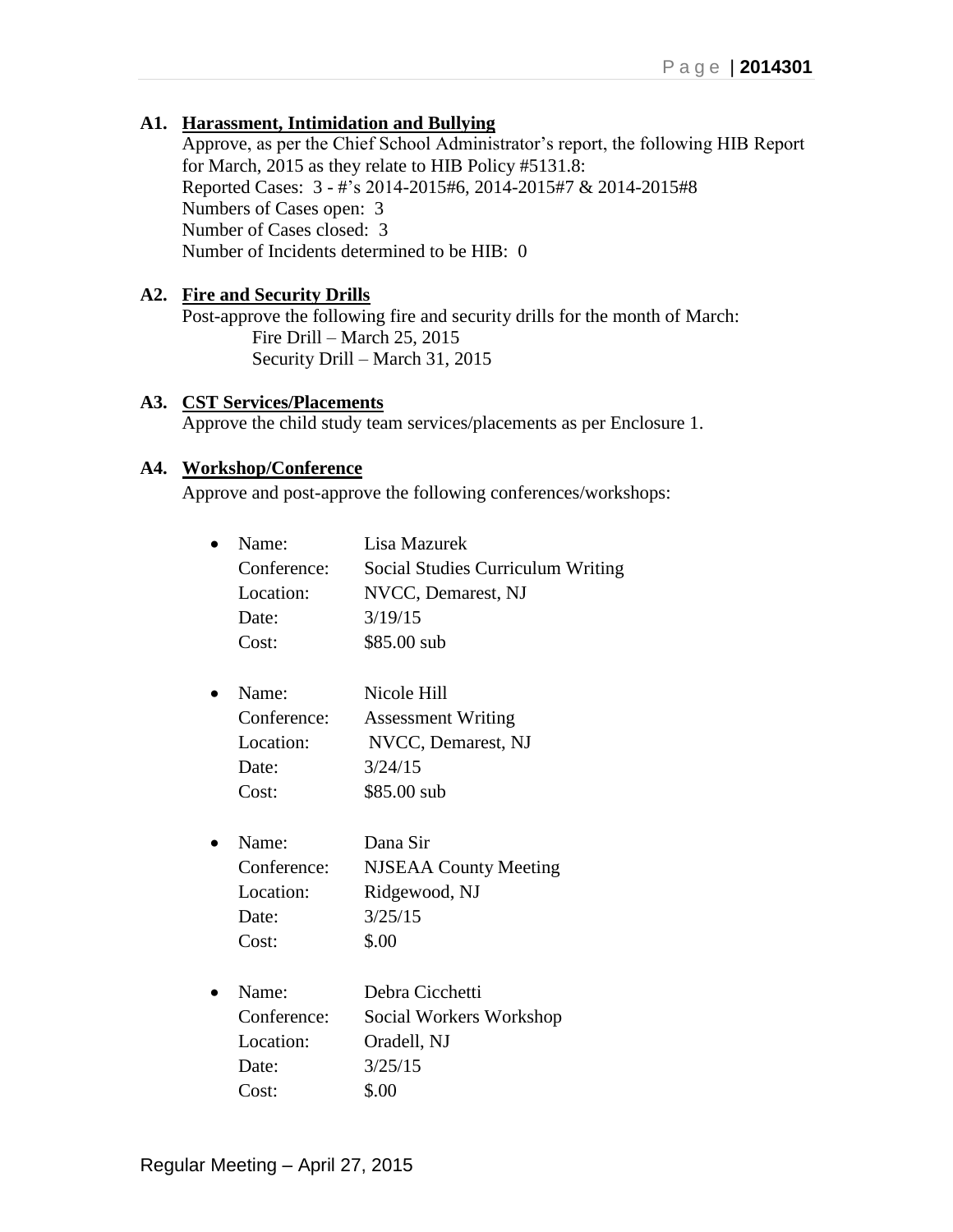**A1. <u>Harassment, Intimidation and Bullying</u>**

Approve, as per the Chief School Administrator's report, the following HIB Report for March, 2015 as they relate to HIB Policy #5131.8:
Reported Cases: 3 - #'s 2014-2015#6, 2014-2015#7 & 2014-2015#8
Numbers of Cases open: 3
Number of Cases closed: 3
Number of Incidents determined to be HIB: 0

**A2. <u>Fire and Security Drills</u>**

Post-approve the following fire and security drills for the month of March:
Fire Drill – March 25, 2015
Security Drill – March 31, 2015

**A3. <u>CST Services/Placements</u>**

Approve the child study team services/placements as per Enclosure 1.

**A4. <u>Workshop/Conference</u>**

Approve and post-approve the following conferences/workshops:

- Name: Lisa Mazurek
  Conference: Social Studies Curriculum Writing
  Location: NVCC, Demarest, NJ
  Date: 3/19/15
  Cost: $85.00 sub

- Name: Nicole Hill
  Conference: Assessment Writing
  Location: NVCC, Demarest, NJ
  Date: 3/24/15
  Cost: $85.00 sub

- Name: Dana Sir
  Conference: NJSEAA County Meeting
  Location: Ridgewood, NJ
  Date: 3/25/15
  Cost: $.00

- Name: Debra Cicchetti
  Conference: Social Workers Workshop
  Location: Oradell, NJ
  Date: 3/25/15
  Cost: $.00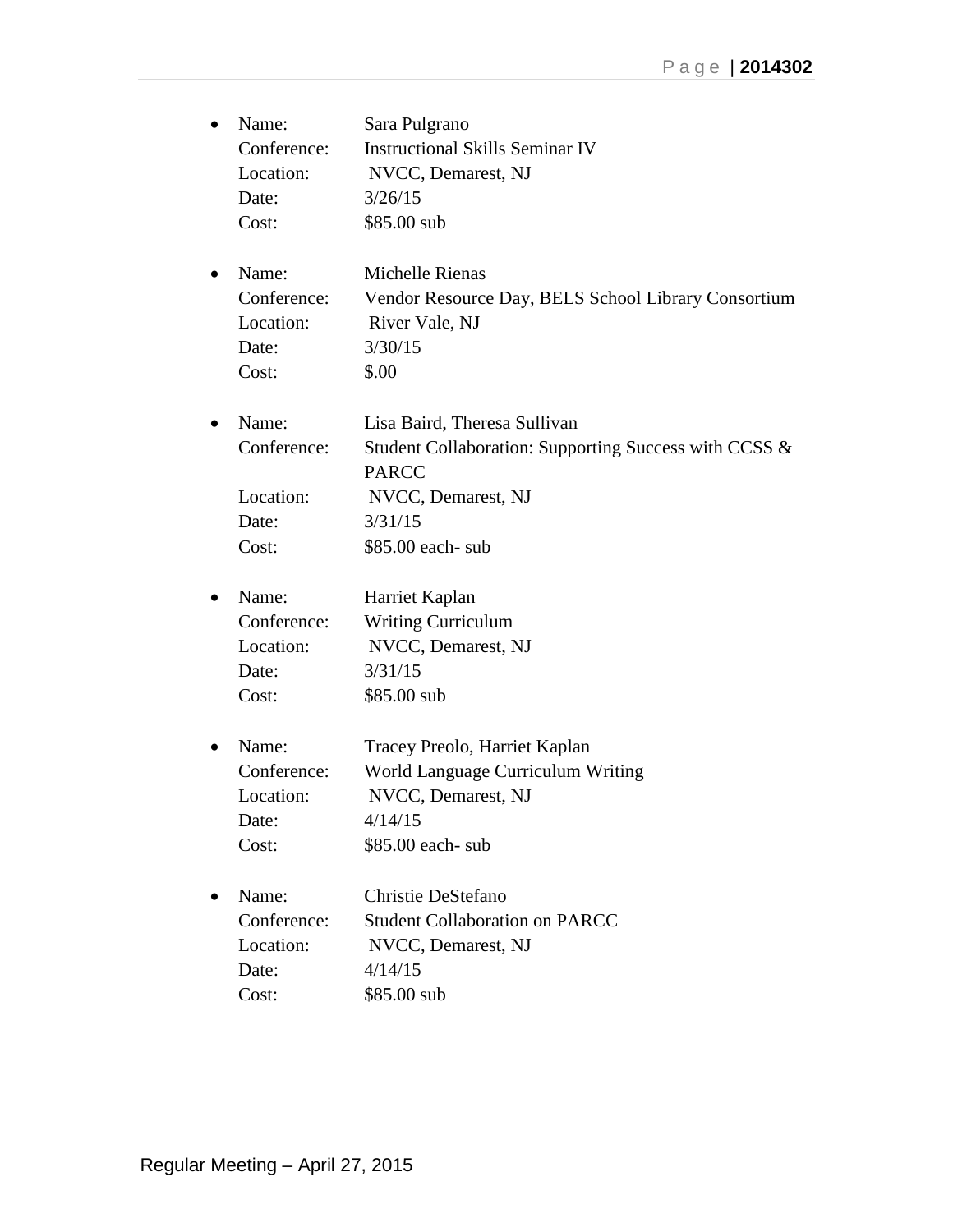- Name: Sara Pulgrano
  Conference: Instructional Skills Seminar IV
  Location: NVCC, Demarest, NJ
  Date: 3/26/15
  Cost: $85.00 sub

- Name: Michelle Rienas
  Conference: Vendor Resource Day, BELS School Library Consortium
  Location: River Vale, NJ
  Date: 3/30/15
  Cost: $.00

- Name: Lisa Baird, Theresa Sullivan
  Conference: Student Collaboration: Supporting Success with CCSS & PARCC
  Location: NVCC, Demarest, NJ
  Date: 3/31/15
  Cost: $85.00 each- sub

- Name: Harriet Kaplan
  Conference: Writing Curriculum
  Location: NVCC, Demarest, NJ
  Date: 3/31/15
  Cost: $85.00 sub

- Name: Tracey Preolo, Harriet Kaplan
  Conference: World Language Curriculum Writing
  Location: NVCC, Demarest, NJ
  Date: 4/14/15
  Cost: $85.00 each- sub

- Name: Christie DeStefano
  Conference: Student Collaboration on PARCC
  Location: NVCC, Demarest, NJ
  Date: 4/14/15
  Cost: $85.00 sub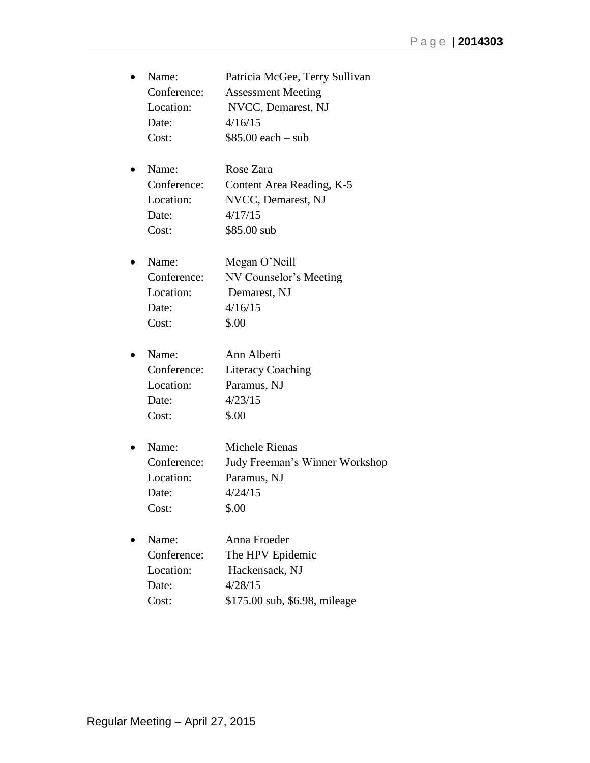- Name: Patricia McGee, Terry Sullivan  
  Conference: Assessment Meeting  
  Location: NVCC, Demarest, NJ  
  Date: 4/16/15  
  Cost: $85.00 each – sub

- Name: Rose Zara  
  Conference: Content Area Reading, K-5  
  Location: NVCC, Demarest, NJ  
  Date: 4/17/15  
  Cost: $85.00 sub

- Name: Megan O'Neill  
  Conference: NV Counselor's Meeting  
  Location: Demarest, NJ  
  Date: 4/16/15  
  Cost: $.00

- Name: Ann Alberti  
  Conference: Literacy Coaching  
  Location: Paramus, NJ  
  Date: 4/23/15  
  Cost: $.00

- Name: Michele Rienas  
  Conference: Judy Freeman's Winner Workshop  
  Location: Paramus, NJ  
  Date: 4/24/15  
  Cost: $.00

- Name: Anna Froeder  
  Conference: The HPV Epidemic  
  Location: Hackensack, NJ  
  Date: 4/28/15  
  Cost: $175.00 sub, $6.98, mileage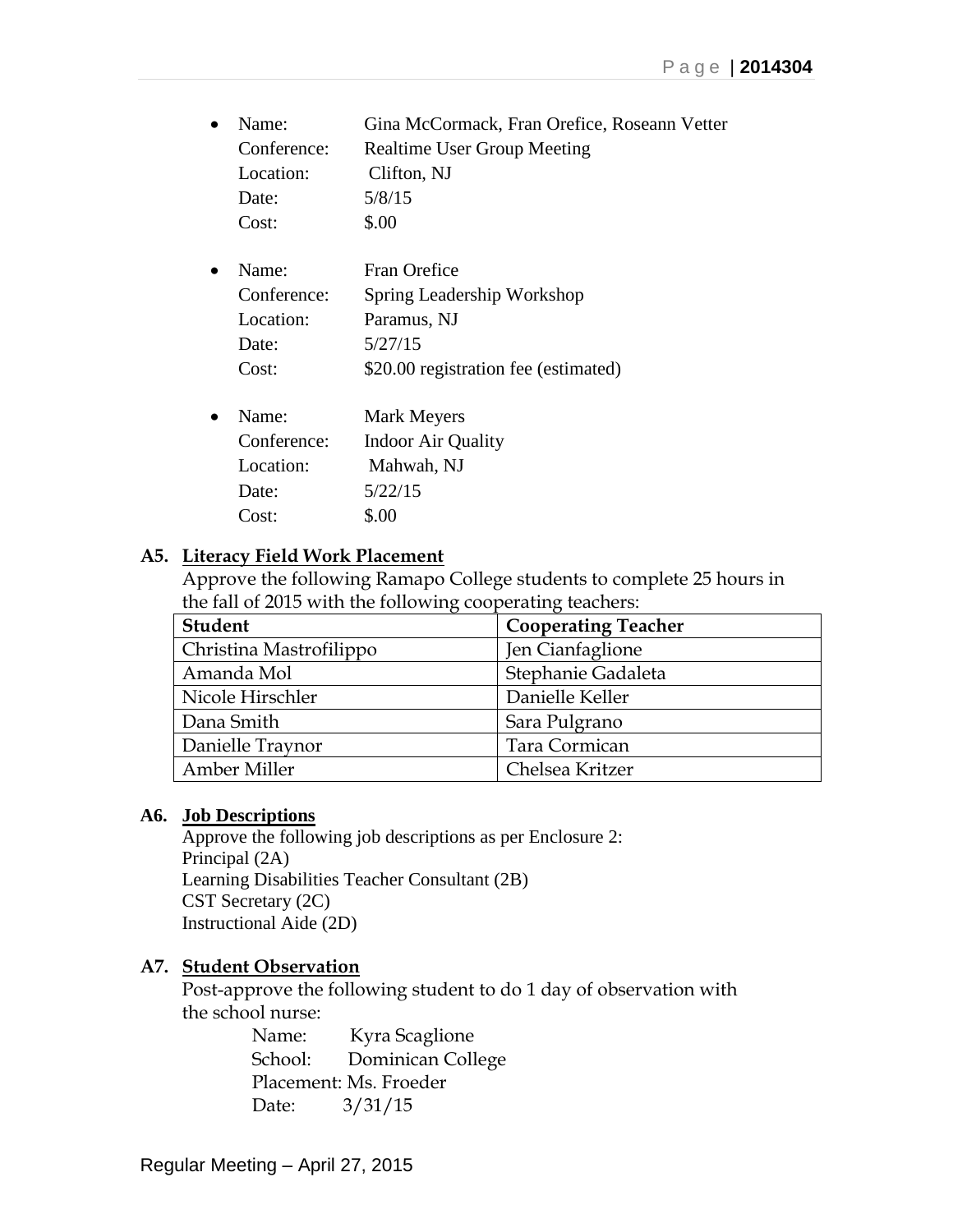- Name: Gina McCormack, Fran Orefice, Roseann Vetter
  Conference: Realtime User Group Meeting
  Location: Clifton, NJ
  Date: 5/8/15
  Cost: $.00

- Name: Fran Orefice
  Conference: Spring Leadership Workshop
  Location: Paramus, NJ
  Date: 5/27/15
  Cost: $20.00 registration fee (estimated)

- Name: Mark Meyers
  Conference: Indoor Air Quality
  Location: Mahwah, NJ
  Date: 5/22/15
  Cost: $.00

**A5. Literacy Field Work Placement**

Approve the following Ramapo College students to complete 25 hours in the fall of 2015 with the following cooperating teachers:

| Student | Cooperating Teacher |
|---|---|
| Christina Mastrofilippo | Jen Cianfaglione |
| Amanda Mol | Stephanie Gadaleta |
| Nicole Hirschler | Danielle Keller |
| Dana Smith | Sara Pulgrano |
| Danielle Traynor | Tara Cormican |
| Amber Miller | Chelsea Kritzer |

**A6. Job Descriptions**

Approve the following job descriptions as per Enclosure 2:
Principal (2A)
Learning Disabilities Teacher Consultant (2B)
CST Secretary (2C)
Instructional Aide (2D)

**A7. Student Observation**

Post-approve the following student to do 1 day of observation with the school nurse:

Name: Kyra Scaglione
School: Dominican College
Placement: Ms. Froeder
Date: 3/31/15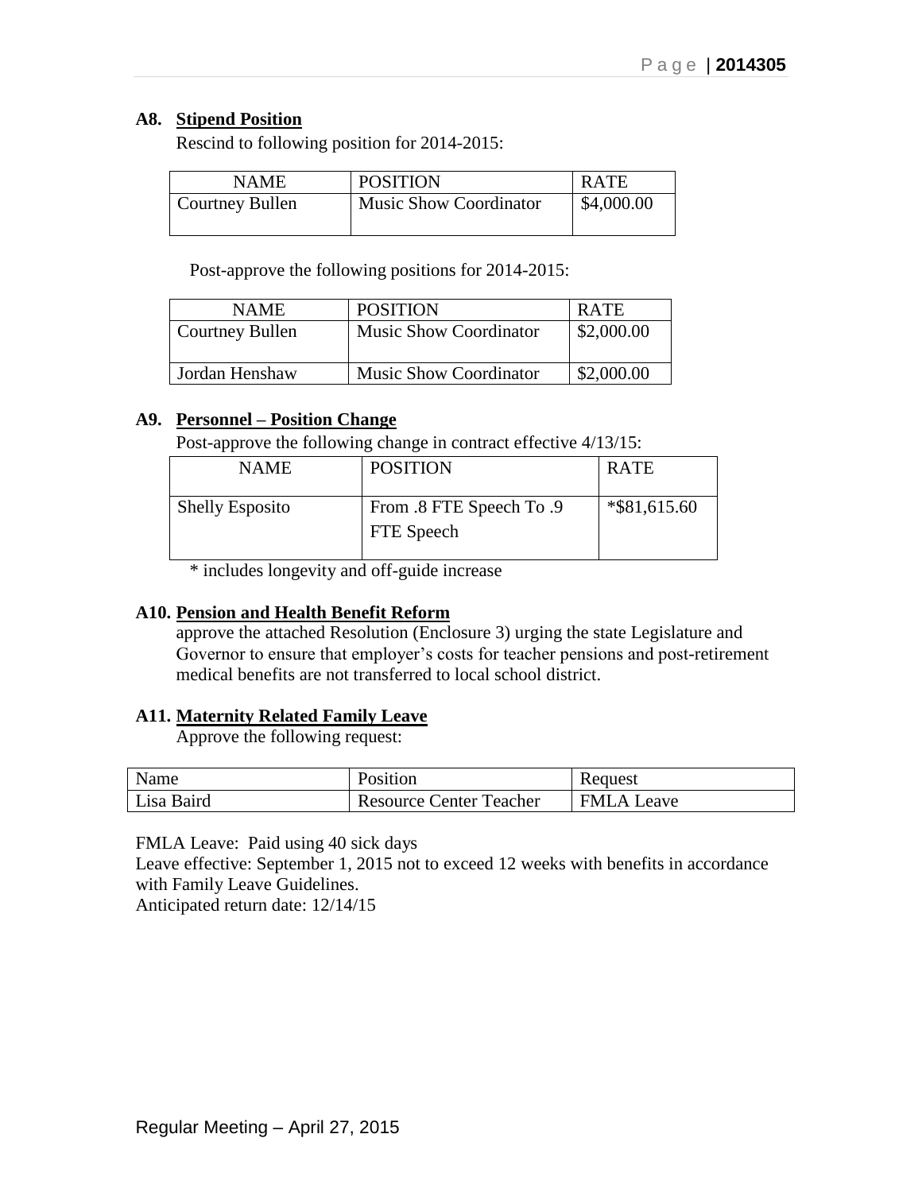### A8. **Stipend Position**

Rescind to following position for 2014-2015:

| NAME | POSITION | RATE |
|---|---|---|
| Courtney Bullen | Music Show Coordinator | $4,000.00 |

Post-approve the following positions for 2014-2015:

| NAME | POSITION | RATE |
|---|---|---|
| Courtney Bullen | Music Show Coordinator | $2,000.00 |
| Jordan Henshaw | Music Show Coordinator | $2,000.00 |

### A9. **Personnel – Position Change**

Post-approve the following change in contract effective 4/13/15:

| NAME | POSITION | RATE |
|---|---|---|
| Shelly Esposito | From .8 FTE Speech To .9 FTE Speech | *$81,615.60 |

* includes longevity and off-guide increase

### A10. **Pension and Health Benefit Reform**

approve the attached Resolution (Enclosure 3) urging the state Legislature and Governor to ensure that employer's costs for teacher pensions and post-retirement medical benefits are not transferred to local school district.

### A11. **Maternity Related Family Leave**

Approve the following request:

| Name | Position | Request |
|---|---|---|
| Lisa Baird | Resource Center Teacher | FMLA Leave |

FMLA Leave: Paid using 40 sick days
Leave effective: September 1, 2015 not to exceed 12 weeks with benefits in accordance with Family Leave Guidelines.
Anticipated return date: 12/14/15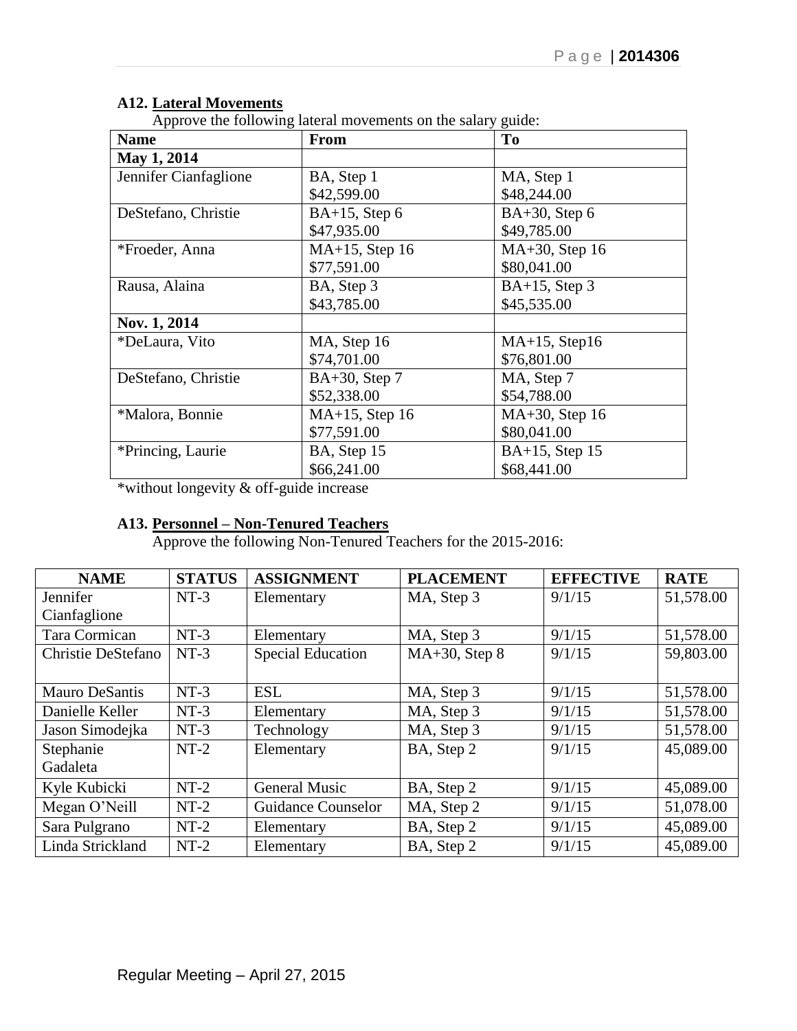**A12. Lateral Movements**

Approve the following lateral movements on the salary guide:

| Name | From | To |
|---|---|---|
| **May 1, 2014** | | |
| Jennifer Cianfaglione | BA, Step 1<br>$42,599.00 | MA, Step 1<br>$48,244.00 |
| DeStefano, Christie | BA+15, Step 6<br>$47,935.00 | BA+30, Step 6<br>$49,785.00 |
| *Froeder, Anna | MA+15, Step 16<br>$77,591.00 | MA+30, Step 16<br>$80,041.00 |
| Rausa, Alaina | BA, Step 3<br>$43,785.00 | BA+15, Step 3<br>$45,535.00 |
| **Nov. 1, 2014** | | |
| *DeLaura, Vito | MA, Step 16<br>$74,701.00 | MA+15, Step16<br>$76,801.00 |
| DeStefano, Christie | BA+30, Step 7<br>$52,338.00 | MA, Step 7<br>$54,788.00 |
| *Malora, Bonnie | MA+15, Step 16<br>$77,591.00 | MA+30, Step 16<br>$80,041.00 |
| *Princing, Laurie | BA, Step 15<br>$66,241.00 | BA+15, Step 15<br>$68,441.00 |

*without longevity & off-guide increase

**A13. Personnel – Non-Tenured Teachers**

Approve the following Non-Tenured Teachers for the 2015-2016:

| NAME | STATUS | ASSIGNMENT | PLACEMENT | EFFECTIVE | RATE |
|---|---|---|---|---|---|
| Jennifer Cianfaglione | NT-3 | Elementary | MA, Step 3 | 9/1/15 | 51,578.00 |
| Tara Cormican | NT-3 | Elementary | MA, Step 3 | 9/1/15 | 51,578.00 |
| Christie DeStefano | NT-3 | Special Education | MA+30, Step 8 | 9/1/15 | 59,803.00 |
| Mauro DeSantis | NT-3 | ESL | MA, Step 3 | 9/1/15 | 51,578.00 |
| Danielle Keller | NT-3 | Elementary | MA, Step 3 | 9/1/15 | 51,578.00 |
| Jason Simodejka | NT-3 | Technology | MA, Step 3 | 9/1/15 | 51,578.00 |
| Stephanie Gadaleta | NT-2 | Elementary | BA, Step 2 | 9/1/15 | 45,089.00 |
| Kyle Kubicki | NT-2 | General Music | BA, Step 2 | 9/1/15 | 45,089.00 |
| Megan O'Neill | NT-2 | Guidance Counselor | MA, Step 2 | 9/1/15 | 51,078.00 |
| Sara Pulgrano | NT-2 | Elementary | BA, Step 2 | 9/1/15 | 45,089.00 |
| Linda Strickland | NT-2 | Elementary | BA, Step 2 | 9/1/15 | 45,089.00 |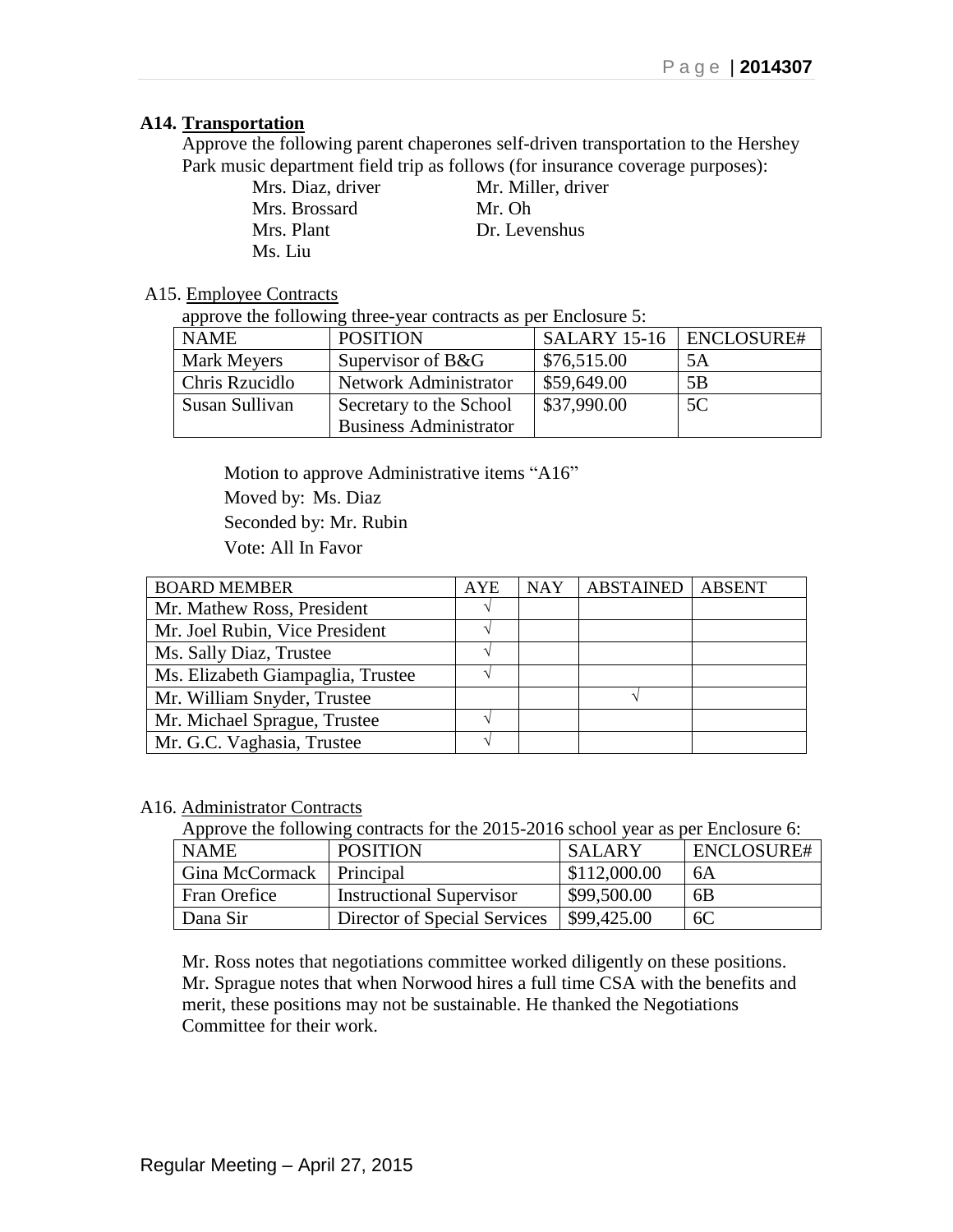**A14. Transportation**

Approve the following parent chaperones self-driven transportation to the Hershey Park music department field trip as follows (for insurance coverage purposes):

| | |
|---|---|
| Mrs. Diaz, driver | Mr. Miller, driver |
| Mrs. Brossard | Mr. Oh |
| Mrs. Plant | Dr. Levenshus |
| Ms. Liu | |

A15. Employee Contracts

approve the following three-year contracts as per Enclosure 5:

| NAME | POSITION | SALARY 15-16 | ENCLOSURE# |
|---|---|---|---|
| Mark Meyers | Supervisor of B&G | $76,515.00 | 5A |
| Chris Rzucidlo | Network Administrator | $59,649.00 | 5B |
| Susan Sullivan | Secretary to the School Business Administrator | $37,990.00 | 5C |

Motion to approve Administrative items "A16"
Moved by: Ms. Diaz
Seconded by: Mr. Rubin
Vote: All In Favor

| BOARD MEMBER | AYE | NAY | ABSTAINED | ABSENT |
|---|---|---|---|---|
| Mr. Mathew Ross, President | √ | | | |
| Mr. Joel Rubin, Vice President | √ | | | |
| Ms. Sally Diaz, Trustee | √ | | | |
| Ms. Elizabeth Giampaglia, Trustee | √ | | | |
| Mr. William Snyder, Trustee | | | √ | |
| Mr. Michael Sprague, Trustee | √ | | | |
| Mr. G.C. Vaghasia, Trustee | √ | | | |

A16. Administrator Contracts

Approve the following contracts for the 2015-2016 school year as per Enclosure 6:

| NAME | POSITION | SALARY | ENCLOSURE# |
|---|---|---|---|
| Gina McCormack | Principal | $112,000.00 | 6A |
| Fran Orefice | Instructional Supervisor | $99,500.00 | 6B |
| Dana Sir | Director of Special Services | $99,425.00 | 6C |

Mr. Ross notes that negotiations committee worked diligently on these positions. Mr. Sprague notes that when Norwood hires a full time CSA with the benefits and merit, these positions may not be sustainable. He thanked the Negotiations Committee for their work.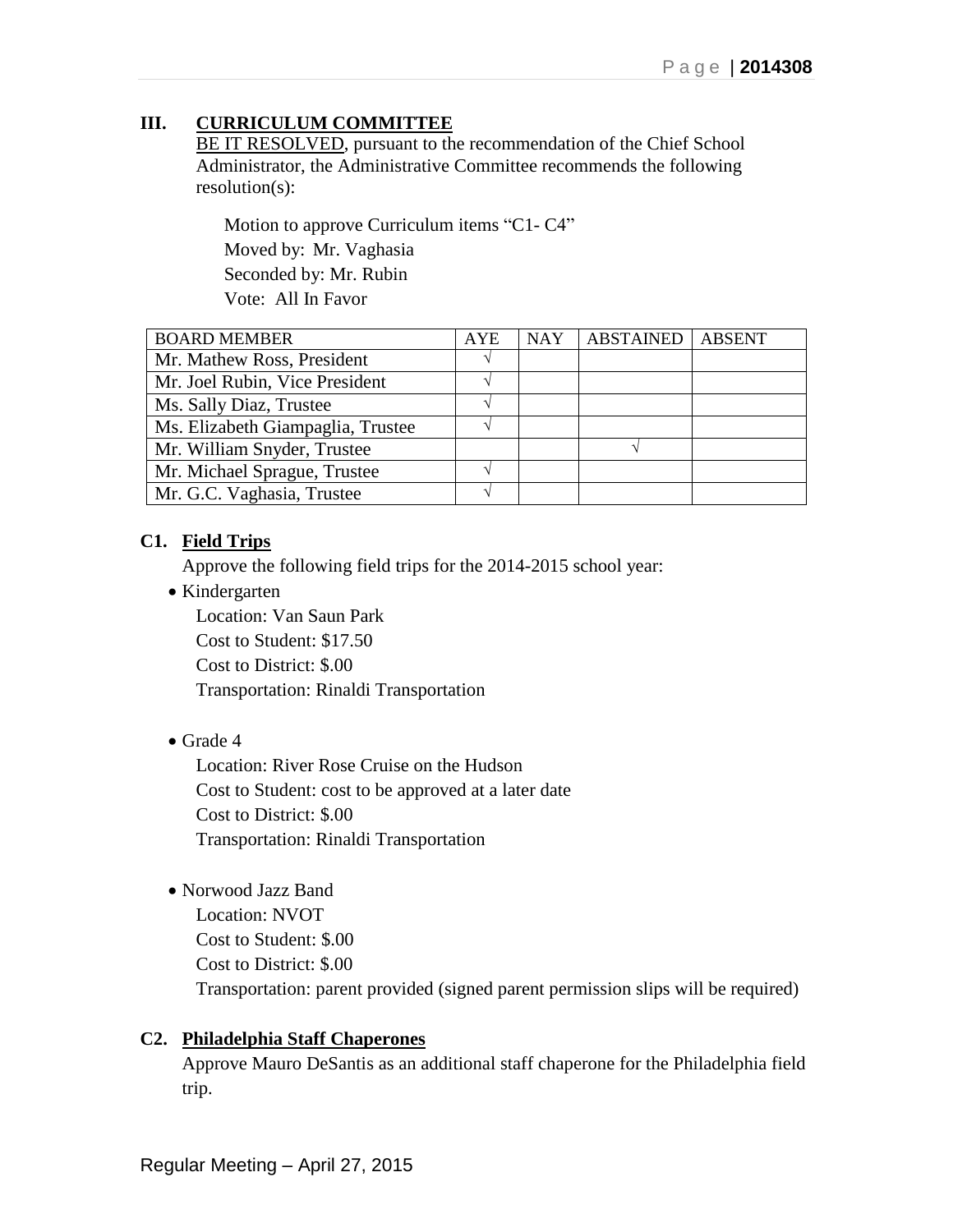## III. <u>CURRICULUM COMMITTEE</u>

<u>BE IT RESOLVED</u>, pursuant to the recommendation of the Chief School Administrator, the Administrative Committee recommends the following resolution(s):

Motion to approve Curriculum items "C1- C4"
Moved by: Mr. Vaghasia
Seconded by: Mr. Rubin
Vote: All In Favor

| BOARD MEMBER | AYE | NAY | ABSTAINED | ABSENT |
|---|---|---|---|---|
| Mr. Mathew Ross, President | √ | | | |
| Mr. Joel Rubin, Vice President | √ | | | |
| Ms. Sally Diaz, Trustee | √ | | | |
| Ms. Elizabeth Giampaglia, Trustee | √ | | | |
| Mr. William Snyder, Trustee | | | √ | |
| Mr. Michael Sprague, Trustee | √ | | | |
| Mr. G.C. Vaghasia, Trustee | √ | | | |

### C1. <u>Field Trips</u>

Approve the following field trips for the 2014-2015 school year:

- Kindergarten
  Location: Van Saun Park
  Cost to Student: $17.50
  Cost to District: $.00
  Transportation: Rinaldi Transportation

- Grade 4
  Location: River Rose Cruise on the Hudson
  Cost to Student: cost to be approved at a later date
  Cost to District: $.00
  Transportation: Rinaldi Transportation

- Norwood Jazz Band
  Location: NVOT
  Cost to Student: $.00
  Cost to District: $.00
  Transportation: parent provided (signed parent permission slips will be required)

### C2. <u>Philadelphia Staff Chaperones</u>

Approve Mauro DeSantis as an additional staff chaperone for the Philadelphia field trip.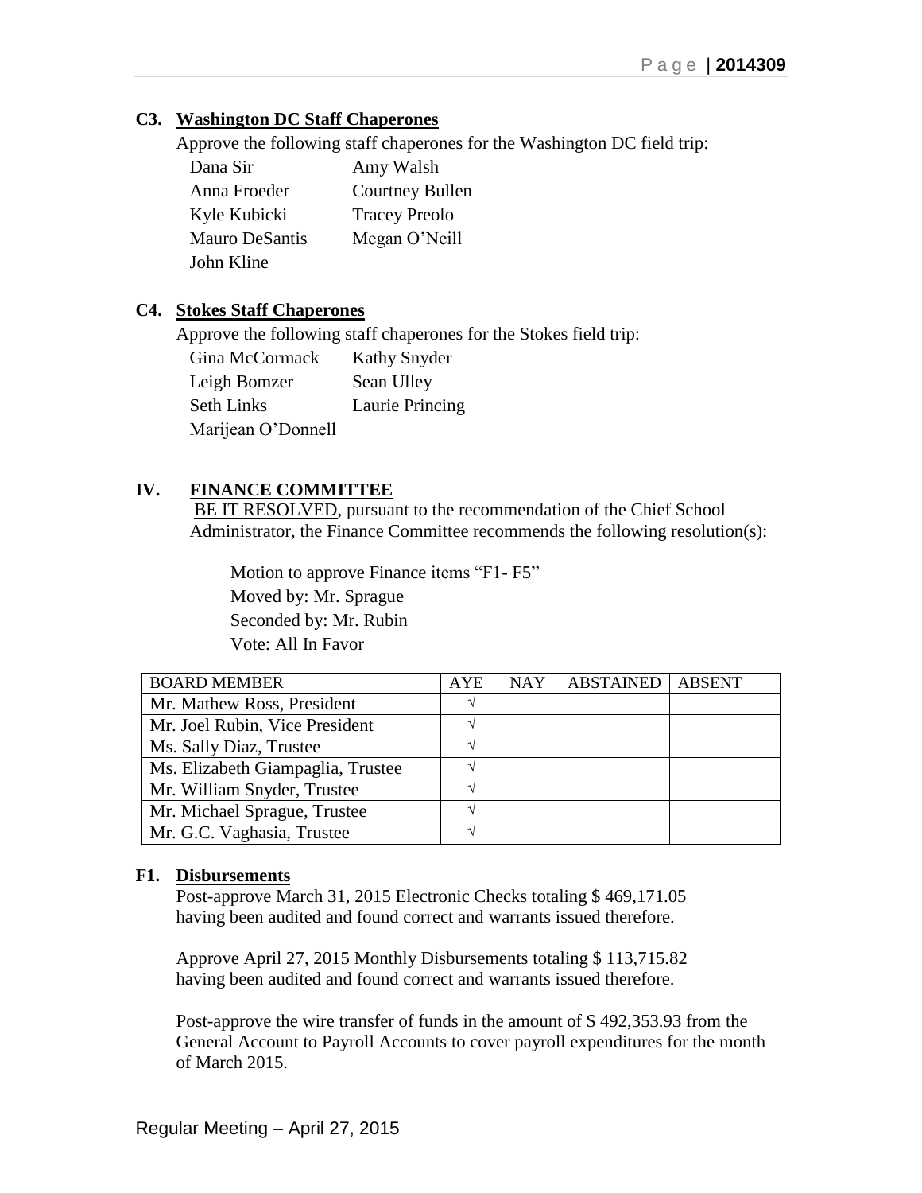**C3. Washington DC Staff Chaperones**

Approve the following staff chaperones for the Washington DC field trip:

| | |
|---|---|
| Dana Sir | Amy Walsh |
| Anna Froeder | Courtney Bullen |
| Kyle Kubicki | Tracey Preolo |
| Mauro DeSantis | Megan O'Neill |
| John Kline | |

**C4. Stokes Staff Chaperones**

Approve the following staff chaperones for the Stokes field trip:

| | |
|---|---|
| Gina McCormack | Kathy Snyder |
| Leigh Bomzer | Sean Ulley |
| Seth Links | Laurie Princing |
| Marijean O'Donnell | |

## IV. FINANCE COMMITTEE

BE IT RESOLVED, pursuant to the recommendation of the Chief School Administrator, the Finance Committee recommends the following resolution(s):

Motion to approve Finance items "F1- F5"
Moved by: Mr. Sprague
Seconded by: Mr. Rubin
Vote: All In Favor

| BOARD MEMBER | AYE | NAY | ABSTAINED | ABSENT |
|---|---|---|---|---|
| Mr. Mathew Ross, President | √ | | | |
| Mr. Joel Rubin, Vice President | √ | | | |
| Ms. Sally Diaz, Trustee | √ | | | |
| Ms. Elizabeth Giampaglia, Trustee | √ | | | |
| Mr. William Snyder, Trustee | √ | | | |
| Mr. Michael Sprague, Trustee | √ | | | |
| Mr. G.C. Vaghasia, Trustee | √ | | | |

**F1. Disbursements**

Post-approve March 31, 2015 Electronic Checks totaling $ 469,171.05 having been audited and found correct and warrants issued therefore.

Approve April 27, 2015 Monthly Disbursements totaling $ 113,715.82 having been audited and found correct and warrants issued therefore.

Post-approve the wire transfer of funds in the amount of $ 492,353.93 from the General Account to Payroll Accounts to cover payroll expenditures for the month of March 2015.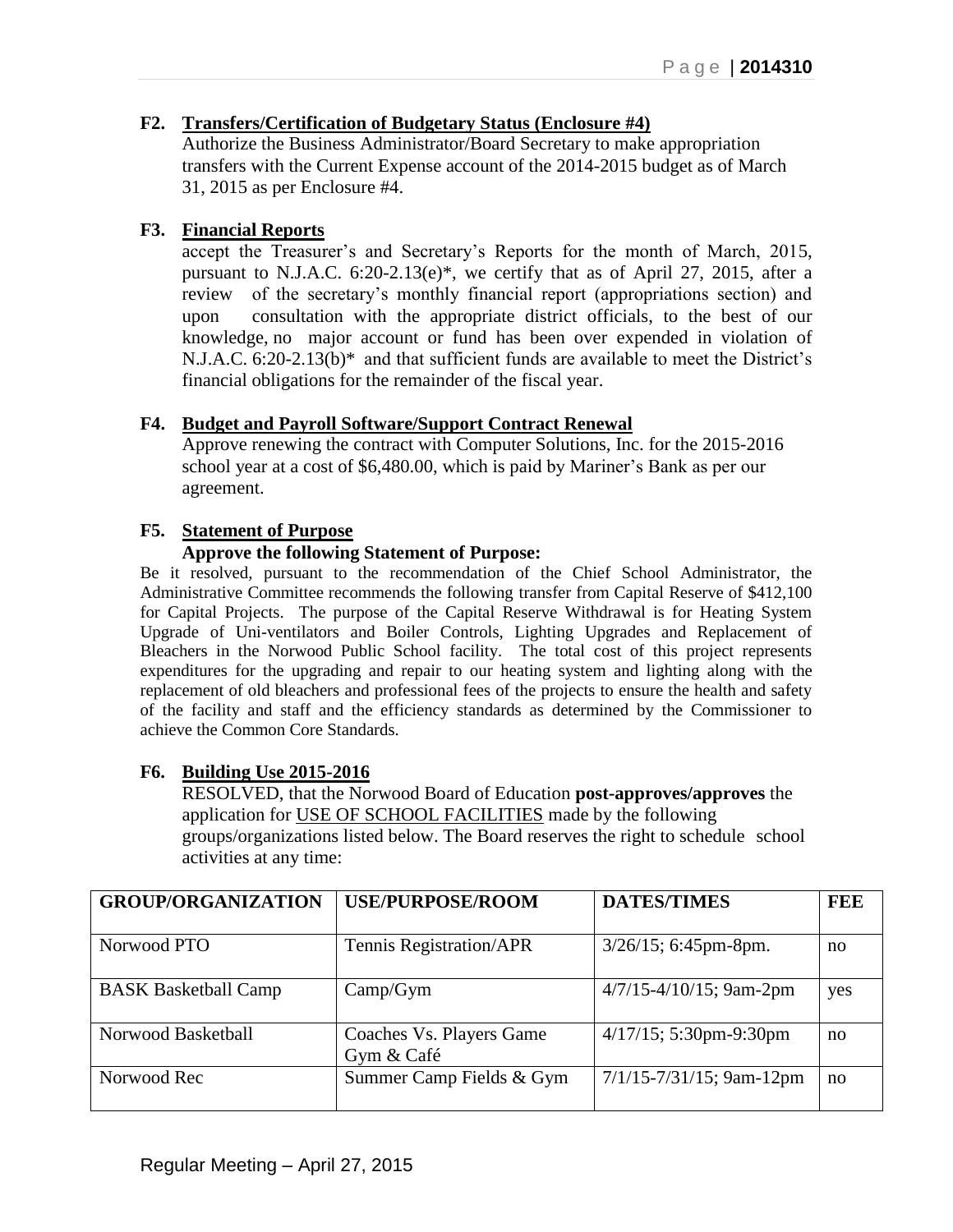**F2. Transfers/Certification of Budgetary Status (Enclosure #4)**

Authorize the Business Administrator/Board Secretary to make appropriation transfers with the Current Expense account of the 2014-2015 budget as of March 31, 2015 as per Enclosure #4.

**F3. Financial Reports**

accept the Treasurer's and Secretary's Reports for the month of March, 2015, pursuant to N.J.A.C. 6:20-2.13(e)*, we certify that as of April 27, 2015, after a review of the secretary's monthly financial report (appropriations section) and upon consultation with the appropriate district officials, to the best of our knowledge, no major account or fund has been over expended in violation of N.J.A.C. 6:20-2.13(b)* and that sufficient funds are available to meet the District's financial obligations for the remainder of the fiscal year.

**F4. Budget and Payroll Software/Support Contract Renewal**

Approve renewing the contract with Computer Solutions, Inc. for the 2015-2016 school year at a cost of $6,480.00, which is paid by Mariner's Bank as per our agreement.

**F5. Statement of Purpose**

**Approve the following Statement of Purpose:**

Be it resolved, pursuant to the recommendation of the Chief School Administrator, the Administrative Committee recommends the following transfer from Capital Reserve of $412,100 for Capital Projects. The purpose of the Capital Reserve Withdrawal is for Heating System Upgrade of Uni-ventilators and Boiler Controls, Lighting Upgrades and Replacement of Bleachers in the Norwood Public School facility. The total cost of this project represents expenditures for the upgrading and repair to our heating system and lighting along with the replacement of old bleachers and professional fees of the projects to ensure the health and safety of the facility and staff and the efficiency standards as determined by the Commissioner to achieve the Common Core Standards.

**F6. Building Use 2015-2016**

RESOLVED, that the Norwood Board of Education **post-approves/approves** the application for USE OF SCHOOL FACILITIES made by the following groups/organizations listed below. The Board reserves the right to schedule school activities at any time:

| GROUP/ORGANIZATION | USE/PURPOSE/ROOM | DATES/TIMES | FEE |
|---|---|---|---|
| Norwood PTO | Tennis Registration/APR | 3/26/15; 6:45pm-8pm. | no |
| BASK Basketball Camp | Camp/Gym | 4/7/15-4/10/15; 9am-2pm | yes |
| Norwood Basketball | Coaches Vs. Players Game Gym & Café | 4/17/15; 5:30pm-9:30pm | no |
| Norwood Rec | Summer Camp Fields & Gym | 7/1/15-7/31/15; 9am-12pm | no |

Regular Meeting – April 27, 2015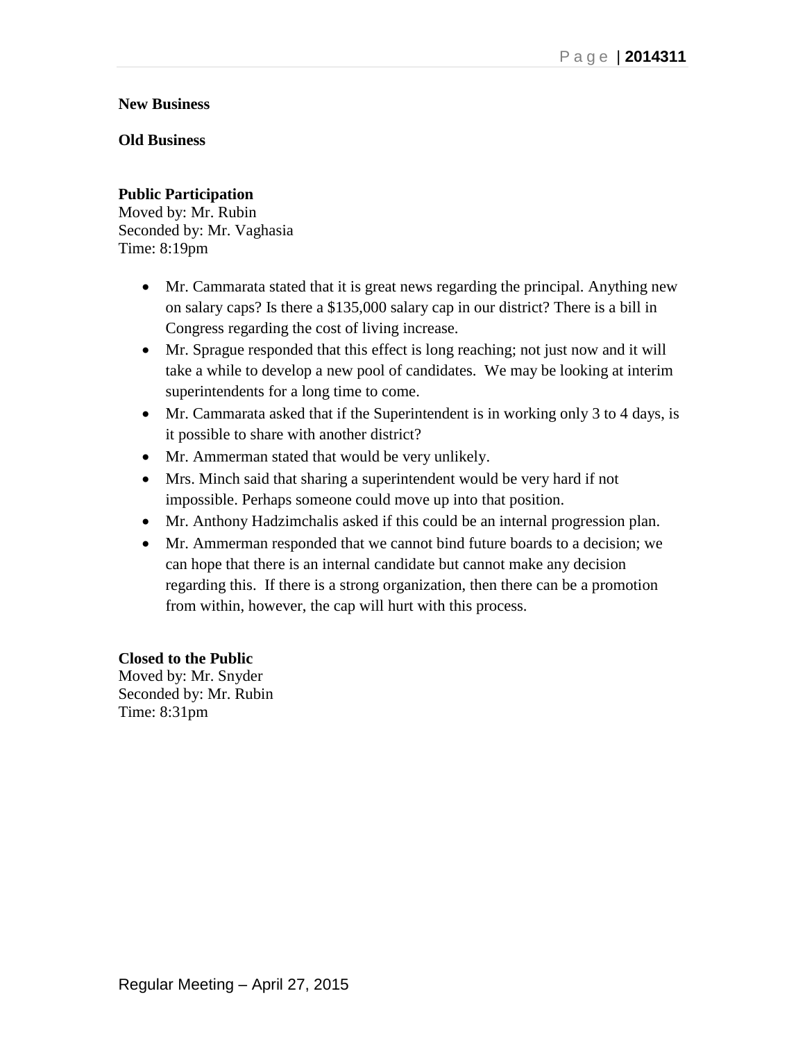**New Business**

**Old Business**

**Public Participation**
Moved by: Mr. Rubin
Seconded by: Mr. Vaghasia
Time: 8:19pm

- Mr. Cammarata stated that it is great news regarding the principal. Anything new on salary caps? Is there a $135,000 salary cap in our district? There is a bill in Congress regarding the cost of living increase.
- Mr. Sprague responded that this effect is long reaching; not just now and it will take a while to develop a new pool of candidates. We may be looking at interim superintendents for a long time to come.
- Mr. Cammarata asked that if the Superintendent is in working only 3 to 4 days, is it possible to share with another district?
- Mr. Ammerman stated that would be very unlikely.
- Mrs. Minch said that sharing a superintendent would be very hard if not impossible. Perhaps someone could move up into that position.
- Mr. Anthony Hadzimchalis asked if this could be an internal progression plan.
- Mr. Ammerman responded that we cannot bind future boards to a decision; we can hope that there is an internal candidate but cannot make any decision regarding this. If there is a strong organization, then there can be a promotion from within, however, the cap will hurt with this process.

**Closed to the Public**
Moved by: Mr. Snyder
Seconded by: Mr. Rubin
Time: 8:31pm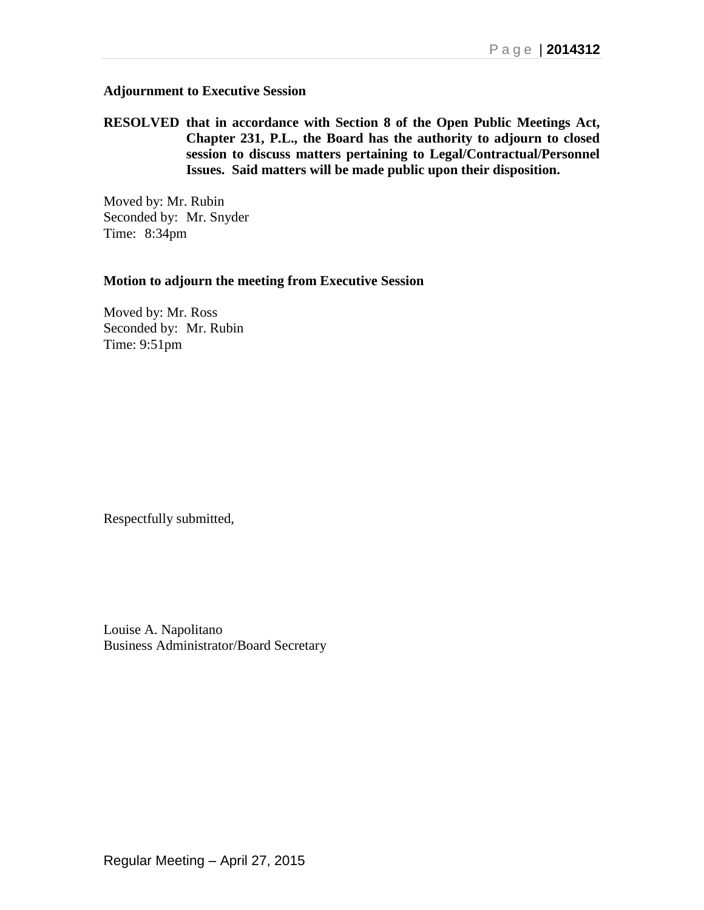**Adjournment to Executive Session**

**RESOLVED that in accordance with Section 8 of the Open Public Meetings Act, Chapter 231, P.L., the Board has the authority to adjourn to closed session to discuss matters pertaining to Legal/Contractual/Personnel Issues. Said matters will be made public upon their disposition.**

Moved by: Mr. Rubin
Seconded by: Mr. Snyder
Time: 8:34pm

**Motion to adjourn the meeting from Executive Session**

Moved by: Mr. Ross
Seconded by: Mr. Rubin
Time: 9:51pm

Respectfully submitted,

Louise A. Napolitano
Business Administrator/Board Secretary